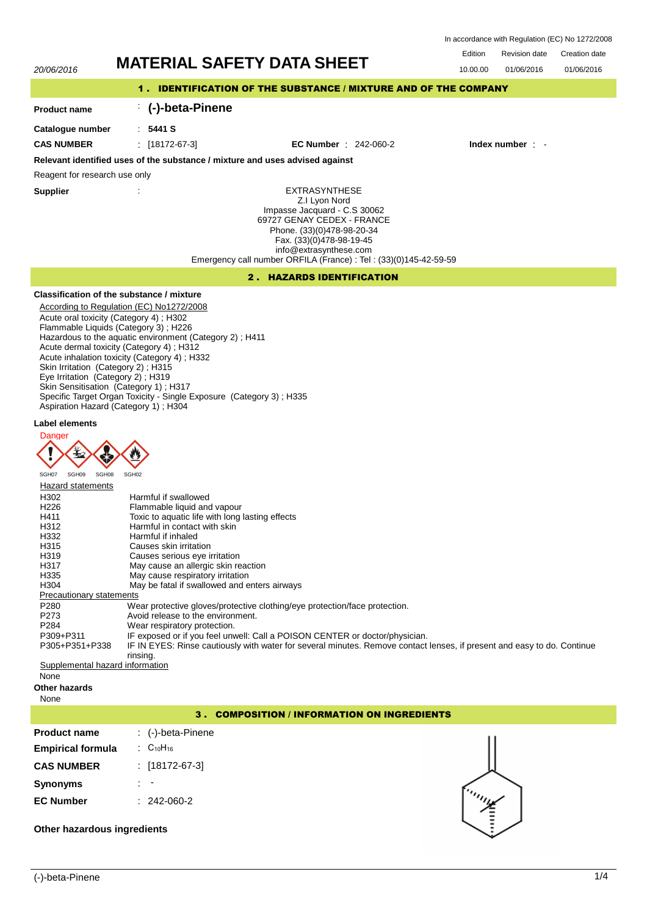In accordance with Regulation (EC) No 1272/2008

20/06/2016

# MATERIAL SAFETY DATA SHEET

| Edition | Revision date | Creation date |
| --- | --- | --- |
| 10.00.00 | 01/06/2016 | 01/06/2016 |

## 1 . IDENTIFICATION OF THE SUBSTANCE / MIXTURE AND OF THE COMPANY

**Product name** : **(-)-beta-Pinene**

**Catalogue number** : **5441 S**

**CAS NUMBER** : [18172-67-3] **EC Number** : 242-060-2 **Index number** : -

**Relevant identified uses of the substance / mixture and uses advised against**

Reagent for research use only

**Supplier** :

EXTRASYNTHESE
Z.I Lyon Nord
Impasse Jacquard - C.S 30062
69727 GENAY CEDEX - FRANCE
Phone. (33)(0)478-98-20-34
Fax. (33)(0)478-98-19-45
info@extrasynthese.com
Emergency call number ORFILA (France) : Tel : (33)(0)145-42-59-59

## 2 . HAZARDS IDENTIFICATION

**Classification of the substance / mixture**

According to Regulation (EC) No1272/2008
Acute oral toxicity (Category 4) ; H302
Flammable Liquids (Category 3) ; H226
Hazardous to the aquatic environment (Category 2) ; H411
Acute dermal toxicity (Category 4) ; H312
Acute inhalation toxicity (Category 4) ; H332
Skin Irritation (Category 2) ; H315
Eye Irritation (Category 2) ; H319
Skin Sensitisation (Category 1) ; H317
Specific Target Organ Toxicity - Single Exposure (Category 3) ; H335
Aspiration Hazard (Category 1) ; H304

**Label elements**

Danger

SGH07 SGH09 SGH08 SGH02

Hazard statements

| | |
| --- | --- |
| H302 | Harmful if swallowed |
| H226 | Flammable liquid and vapour |
| H411 | Toxic to aquatic life with long lasting effects |
| H312 | Harmful in contact with skin |
| H332 | Harmful if inhaled |
| H315 | Causes skin irritation |
| H319 | Causes serious eye irritation |
| H317 | May cause an allergic skin reaction |
| H335 | May cause respiratory irritation |
| H304 | May be fatal if swallowed and enters airways |

Precautionary statements

| | |
| --- | --- |
| P280 | Wear protective gloves/protective clothing/eye protection/face protection. |
| P273 | Avoid release to the environment. |
| P284 | Wear respiratory protection. |
| P309+P311 | IF exposed or if you feel unwell: Call a POISON CENTER or doctor/physician. |
| P305+P351+P338 | IF IN EYES: Rinse cautiously with water for several minutes. Remove contact lenses, if present and easy to do. Continue rinsing. |

Supplemental hazard information

None

**Other hazards**

None

## 3 . COMPOSITION / INFORMATION ON INGREDIENTS

**Product name** : (-)-beta-Pinene

**Empirical formula** : $C_{10}H_{16}$

**CAS NUMBER** : [18172-67-3]

**Synonyms** : -

**EC Number** : 242-060-2

**Other hazardous ingredients**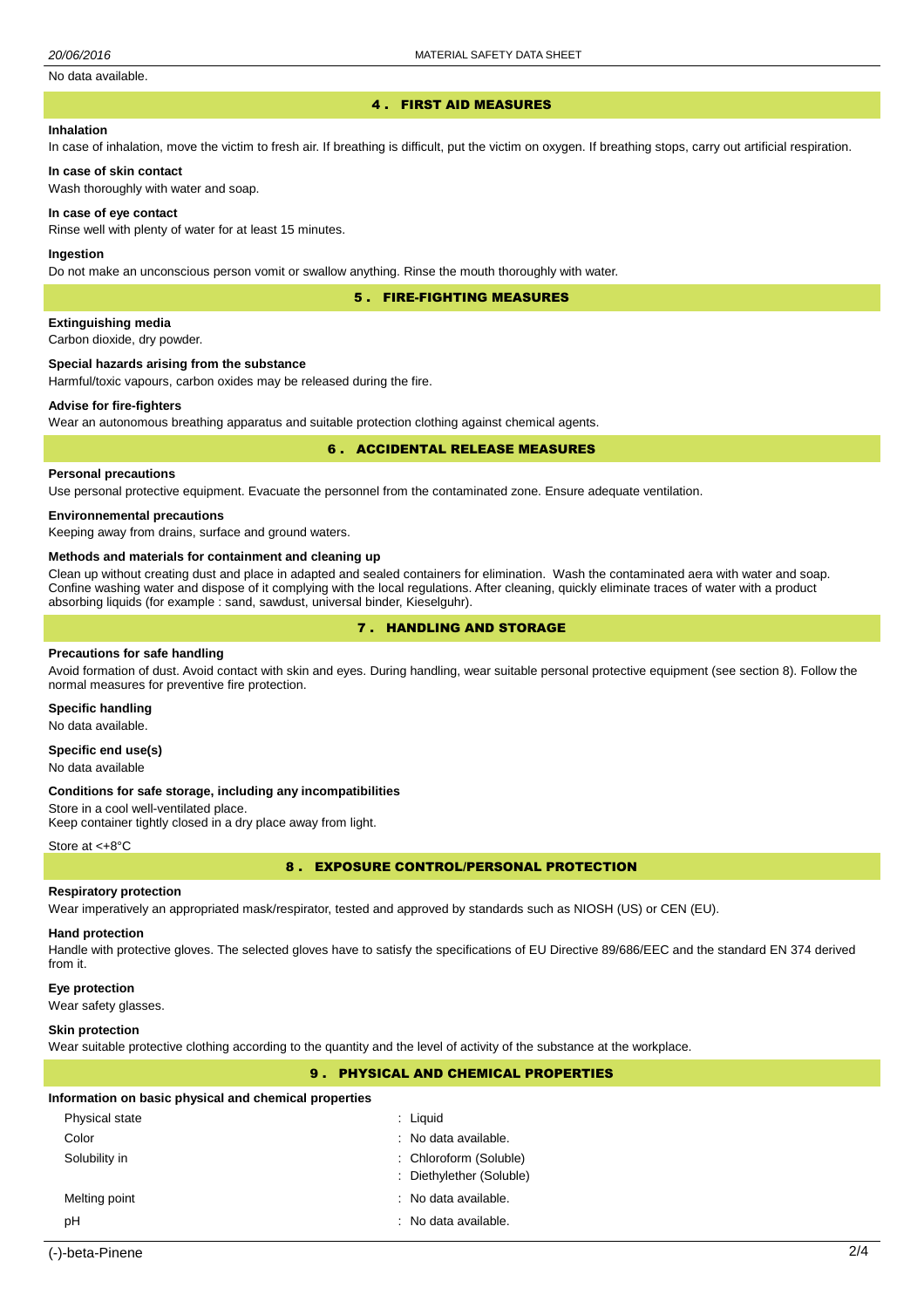No data available.

## 4 . FIRST AID MEASURES

**Inhalation**

In case of inhalation, move the victim to fresh air. If breathing is difficult, put the victim on oxygen. If breathing stops, carry out artificial respiration.

**In case of skin contact**

Wash thoroughly with water and soap.

**In case of eye contact**

Rinse well with plenty of water for at least 15 minutes.

**Ingestion**

Do not make an unconscious person vomit or swallow anything. Rinse the mouth thoroughly with water.

## 5 . FIRE-FIGHTING MEASURES

**Extinguishing media**

Carbon dioxide, dry powder.

**Special hazards arising from the substance**

Harmful/toxic vapours, carbon oxides may be released during the fire.

**Advise for fire-fighters**

Wear an autonomous breathing apparatus and suitable protection clothing against chemical agents.

## 6 . ACCIDENTAL RELEASE MEASURES

**Personal precautions**

Use personal protective equipment. Evacuate the personnel from the contaminated zone. Ensure adequate ventilation.

**Environnemental precautions**

Keeping away from drains, surface and ground waters.

**Methods and materials for containment and cleaning up**

Clean up without creating dust and place in adapted and sealed containers for elimination. Wash the contaminated aera with water and soap. Confine washing water and dispose of it complying with the local regulations. After cleaning, quickly eliminate traces of water with a product absorbing liquids (for example : sand, sawdust, universal binder, Kieselguhr).

## 7 . HANDLING AND STORAGE

**Precautions for safe handling**

Avoid formation of dust. Avoid contact with skin and eyes. During handling, wear suitable personal protective equipment (see section 8). Follow the normal measures for preventive fire protection.

**Specific handling**

No data available.

**Specific end use(s)**

No data available

**Conditions for safe storage, including any incompatibilities**

Store in a cool well-ventilated place.
Keep container tightly closed in a dry place away from light.

Store at <+8°C

## 8 . EXPOSURE CONTROL/PERSONAL PROTECTION

**Respiratory protection**

Wear imperatively an appropriated mask/respirator, tested and approved by standards such as NIOSH (US) or CEN (EU).

**Hand protection**

Handle with protective gloves. The selected gloves have to satisfy the specifications of EU Directive 89/686/EEC and the standard EN 374 derived from it.

**Eye protection**

Wear safety glasses.

**Skin protection**

Wear suitable protective clothing according to the quantity and the level of activity of the substance at the workplace.

## 9 . PHYSICAL AND CHEMICAL PROPERTIES

**Information on basic physical and chemical properties**

| | |
|---|---|
| Physical state | : Liquid |
| Color | : No data available. |
| Solubility in | : Chloroform (Soluble) |
| | : Diethylether (Soluble) |
| Melting point | : No data available. |
| pH | : No data available. |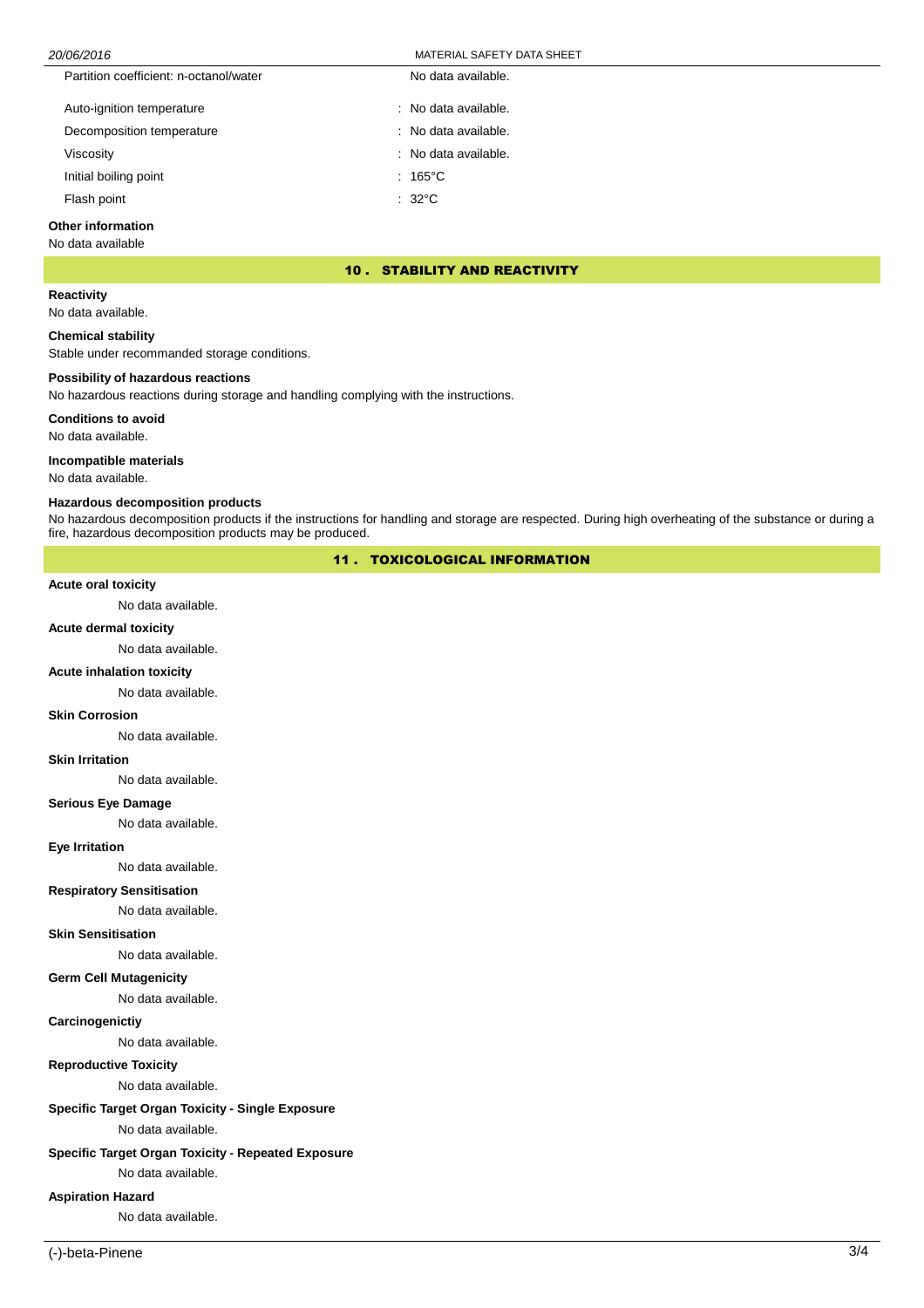| | |
|---|---|
| Partition coefficient: n-octanol/water | No data available. |
| Auto-ignition temperature | : No data available. |
| Decomposition temperature | : No data available. |
| Viscosity | : No data available. |
| Initial boiling point | : 165°C |
| Flash point | : 32°C |

**Other information**

No data available

## 10 . STABILITY AND REACTIVITY

**Reactivity**

No data available.

**Chemical stability**

Stable under recommanded storage conditions.

**Possibility of hazardous reactions**

No hazardous reactions during storage and handling complying with the instructions.

**Conditions to avoid**

No data available.

**Incompatible materials**

No data available.

**Hazardous decomposition products**

No hazardous decomposition products if the instructions for handling and storage are respected. During high overheating of the substance or during a fire, hazardous decomposition products may be produced.

## 11 . TOXICOLOGICAL INFORMATION

**Acute oral toxicity**

No data available.

**Acute dermal toxicity**

No data available.

**Acute inhalation toxicity**

No data available.

**Skin Corrosion**

No data available.

**Skin Irritation**

No data available.

**Serious Eye Damage**

No data available.

**Eye Irritation**

No data available.

**Respiratory Sensitisation**

No data available.

**Skin Sensitisation**

No data available.

**Germ Cell Mutagenicity**

No data available.

**Carcinogenictiy**

No data available.

**Reproductive Toxicity**

No data available.

**Specific Target Organ Toxicity - Single Exposure**

No data available.

**Specific Target Organ Toxicity - Repeated Exposure**

No data available.

**Aspiration Hazard**

No data available.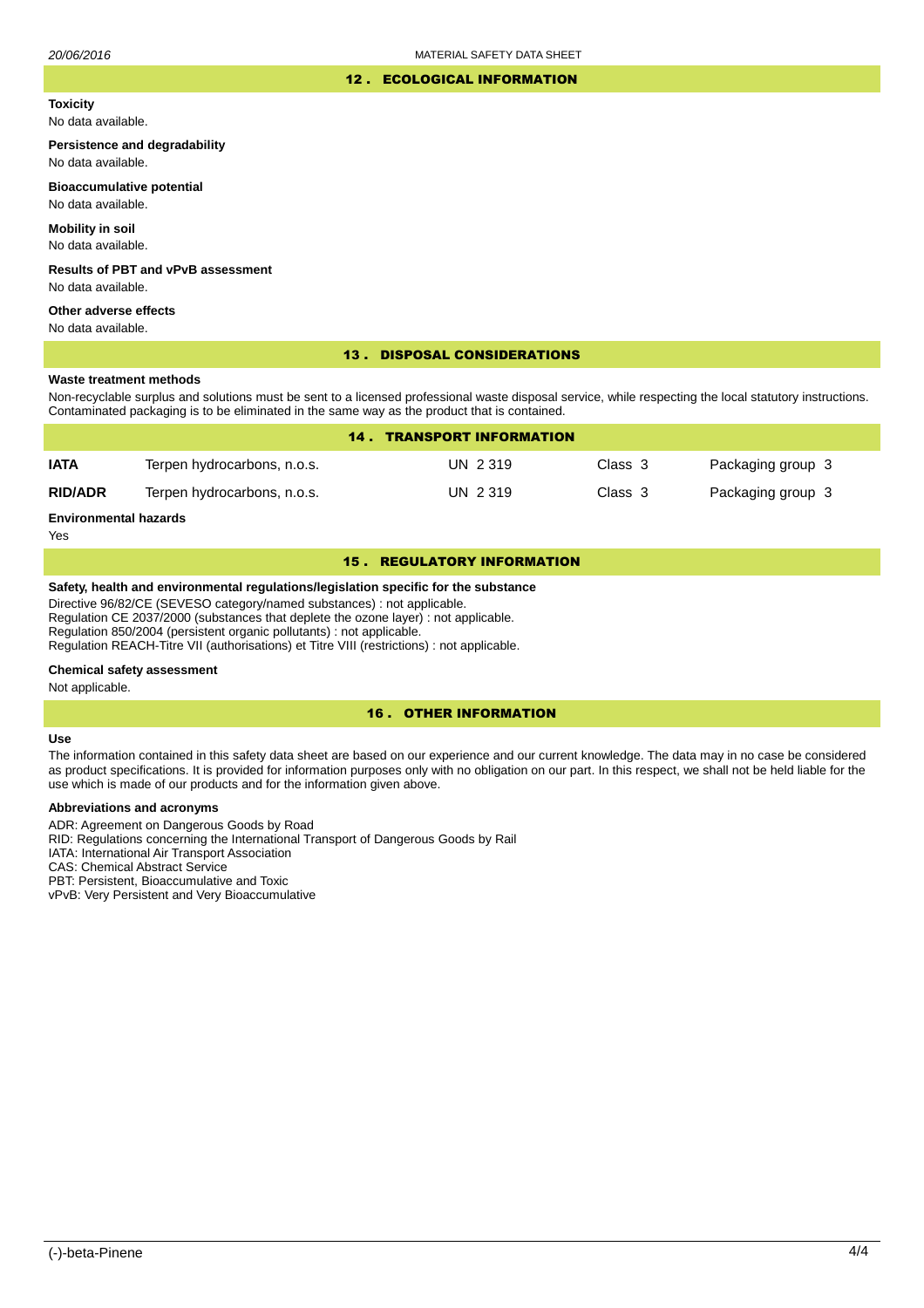## 12 . ECOLOGICAL INFORMATION

**Toxicity**

No data available.

**Persistence and degradability**

No data available.

**Bioaccumulative potential**

No data available.

**Mobility in soil**

No data available.

**Results of PBT and vPvB assessment**

No data available.

**Other adverse effects**

No data available.

## 13 . DISPOSAL CONSIDERATIONS

**Waste treatment methods**

Non-recyclable surplus and solutions must be sent to a licensed professional waste disposal service, while respecting the local statutory instructions. Contaminated packaging is to be eliminated in the same way as the product that is contained.

## 14 . TRANSPORT INFORMATION

| | | | | |
|---|---|---|---|---|
| **IATA** | Terpen hydrocarbons, n.o.s. | UN 2 319 | Class 3 | Packaging group 3 |
| **RID/ADR** | Terpen hydrocarbons, n.o.s. | UN 2 319 | Class 3 | Packaging group 3 |

**Environmental hazards**

Yes

## 15 . REGULATORY INFORMATION

**Safety, health and environmental regulations/legislation specific for the substance**

Directive 96/82/CE (SEVESO category/named substances) : not applicable.
Regulation CE 2037/2000 (substances that deplete the ozone layer) : not applicable.
Regulation 850/2004 (persistent organic pollutants) : not applicable.
Regulation REACH-Titre VII (authorisations) et Titre VIII (restrictions) : not applicable.

**Chemical safety assessment**

Not applicable.

## 16 . OTHER INFORMATION

**Use**

The information contained in this safety data sheet are based on our experience and our current knowledge. The data may in no case be considered as product specifications. It is provided for information purposes only with no obligation on our part. In this respect, we shall not be held liable for the use which is made of our products and for the information given above.

**Abbreviations and acronyms**

ADR: Agreement on Dangerous Goods by Road
RID: Regulations concerning the International Transport of Dangerous Goods by Rail
IATA: International Air Transport Association
CAS: Chemical Abstract Service
PBT: Persistent, Bioaccumulative and Toxic
vPvB: Very Persistent and Very Bioaccumulative